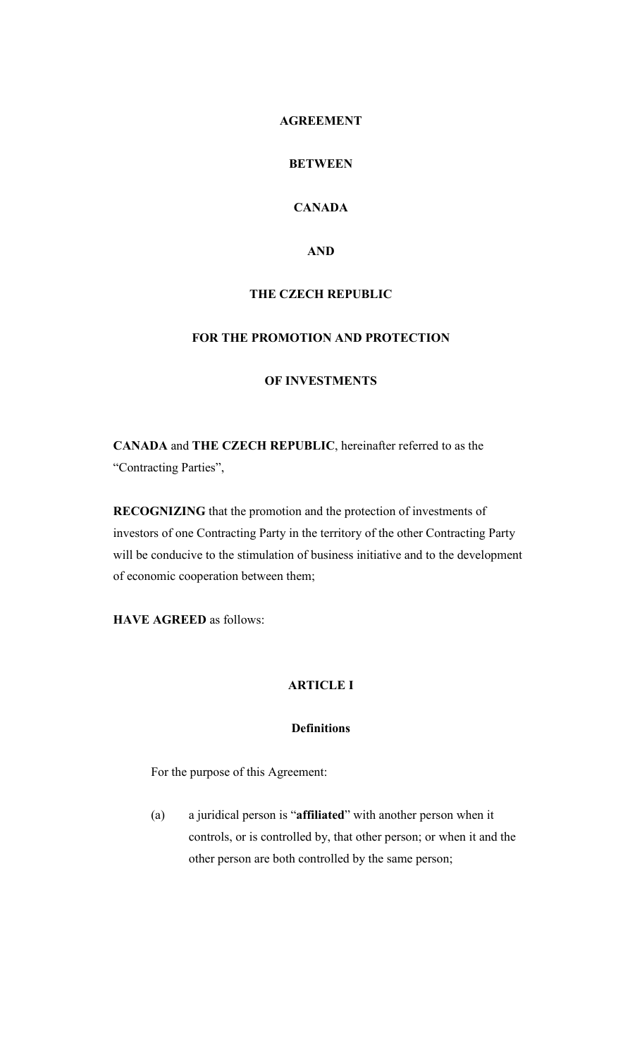# AGREEMENT

# BETWEEN

# CANADA

# AND

# THE CZECH REPUBLIC

# FOR THE PROMOTION AND PROTECTION

# OF INVESTMENTS

**CANADA** and **THE CZECH REPUBLIC**, hereinafter referred to as the "Contracting Parties",

**RECOGNIZING** that the promotion and the protection of investments of investors of one Contracting Party in the territory of the other Contracting Party will be conducive to the stimulation of business initiative and to the development of economic cooperation between them;

**HAVE AGREED** as follows:

## ARTICLE I

### Definitions

For the purpose of this Agreement:

(a) a juridical person is "**affiliated**" with another person when it controls, or is controlled by, that other person; or when it and the other person are both controlled by the same person;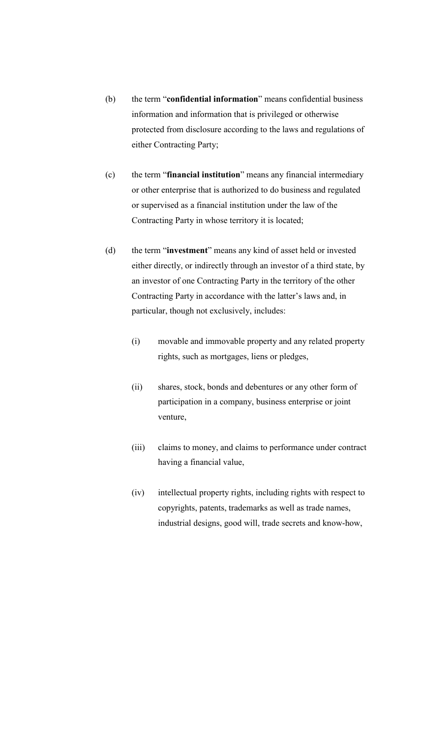(b) the term "**confidential information**" means confidential business information and information that is privileged or otherwise protected from disclosure according to the laws and regulations of either Contracting Party;

(c) the term "**financial institution**" means any financial intermediary or other enterprise that is authorized to do business and regulated or supervised as a financial institution under the law of the Contracting Party in whose territory it is located;

(d) the term "**investment**" means any kind of asset held or invested either directly, or indirectly through an investor of a third state, by an investor of one Contracting Party in the territory of the other Contracting Party in accordance with the latter's laws and, in particular, though not exclusively, includes:

   (i) movable and immovable property and any related property rights, such as mortgages, liens or pledges,

   (ii) shares, stock, bonds and debentures or any other form of participation in a company, business enterprise or joint venture,

   (iii) claims to money, and claims to performance under contract having a financial value,

   (iv) intellectual property rights, including rights with respect to copyrights, patents, trademarks as well as trade names, industrial designs, good will, trade secrets and know-how,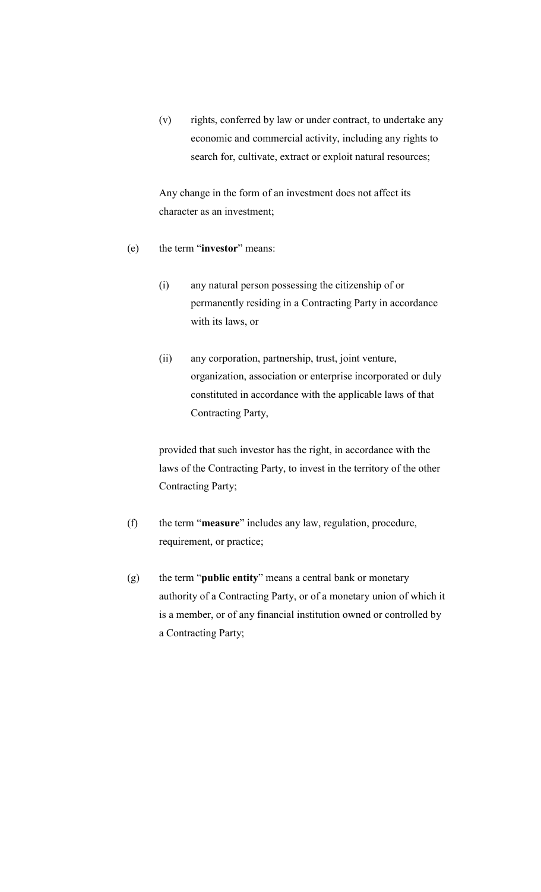(v) rights, conferred by law or under contract, to undertake any economic and commercial activity, including any rights to search for, cultivate, extract or exploit natural resources;

Any change in the form of an investment does not affect its character as an investment;

(e) the term "**investor**" means:

(i) any natural person possessing the citizenship of or permanently residing in a Contracting Party in accordance with its laws, or

(ii) any corporation, partnership, trust, joint venture, organization, association or enterprise incorporated or duly constituted in accordance with the applicable laws of that Contracting Party,

provided that such investor has the right, in accordance with the laws of the Contracting Party, to invest in the territory of the other Contracting Party;

(f) the term "**measure**" includes any law, regulation, procedure, requirement, or practice;

(g) the term "**public entity**" means a central bank or monetary authority of a Contracting Party, or of a monetary union of which it is a member, or of any financial institution owned or controlled by a Contracting Party;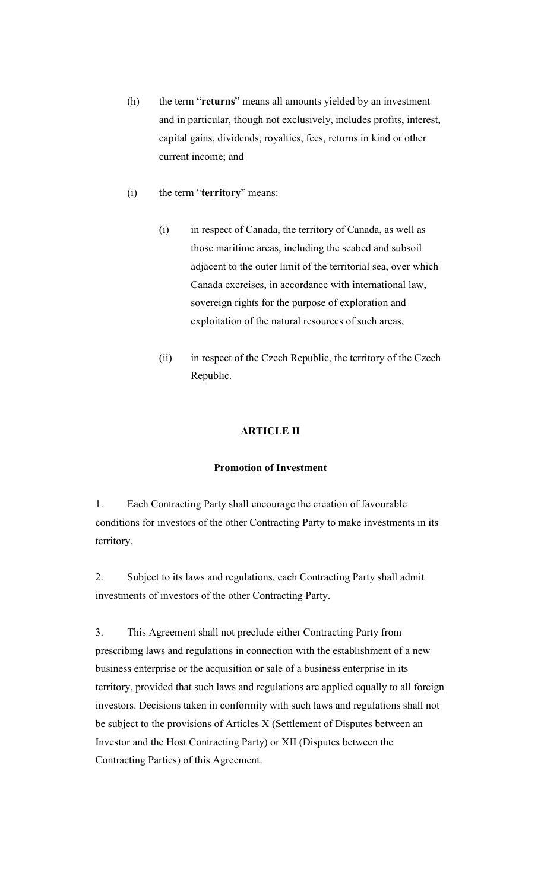(h) the term "**returns**" means all amounts yielded by an investment and in particular, though not exclusively, includes profits, interest, capital gains, dividends, royalties, fees, returns in kind or other current income; and

(i) the term "**territory**" means:

   (i) in respect of Canada, the territory of Canada, as well as those maritime areas, including the seabed and subsoil adjacent to the outer limit of the territorial sea, over which Canada exercises, in accordance with international law, sovereign rights for the purpose of exploration and exploitation of the natural resources of such areas,

   (ii) in respect of the Czech Republic, the territory of the Czech Republic.

## ARTICLE II

### Promotion of Investment

1. Each Contracting Party shall encourage the creation of favourable conditions for investors of the other Contracting Party to make investments in its territory.

2. Subject to its laws and regulations, each Contracting Party shall admit investments of investors of the other Contracting Party.

3. This Agreement shall not preclude either Contracting Party from prescribing laws and regulations in connection with the establishment of a new business enterprise or the acquisition or sale of a business enterprise in its territory, provided that such laws and regulations are applied equally to all foreign investors. Decisions taken in conformity with such laws and regulations shall not be subject to the provisions of Articles X (Settlement of Disputes between an Investor and the Host Contracting Party) or XII (Disputes between the Contracting Parties) of this Agreement.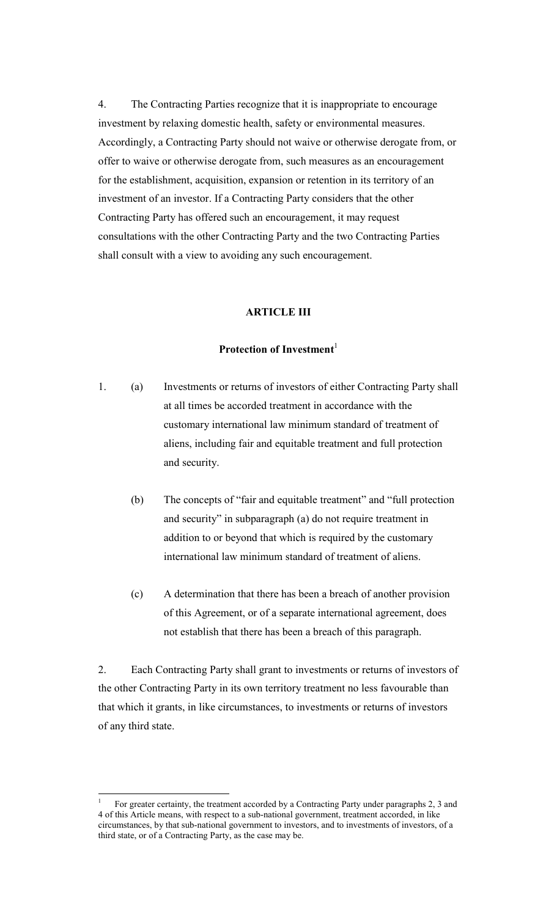4. The Contracting Parties recognize that it is inappropriate to encourage investment by relaxing domestic health, safety or environmental measures. Accordingly, a Contracting Party should not waive or otherwise derogate from, or offer to waive or otherwise derogate from, such measures as an encouragement for the establishment, acquisition, expansion or retention in its territory of an investment of an investor. If a Contracting Party considers that the other Contracting Party has offered such an encouragement, it may request consultations with the other Contracting Party and the two Contracting Parties shall consult with a view to avoiding any such encouragement.

## ARTICLE III

### Protection of Investment[1]

1. (a) Investments or returns of investors of either Contracting Party shall at all times be accorded treatment in accordance with the customary international law minimum standard of treatment of aliens, including fair and equitable treatment and full protection and security.

   (b) The concepts of "fair and equitable treatment" and "full protection and security" in subparagraph (a) do not require treatment in addition to or beyond that which is required by the customary international law minimum standard of treatment of aliens.

   (c) A determination that there has been a breach of another provision of this Agreement, or of a separate international agreement, does not establish that there has been a breach of this paragraph.

2. Each Contracting Party shall grant to investments or returns of investors of the other Contracting Party in its own territory treatment no less favourable than that which it grants, in like circumstances, to investments or returns of investors of any third state.

---

[1] For greater certainty, the treatment accorded by a Contracting Party under paragraphs 2, 3 and 4 of this Article means, with respect to a sub-national government, treatment accorded, in like circumstances, by that sub-national government to investors, and to investments of investors, of a third state, or of a Contracting Party, as the case may be.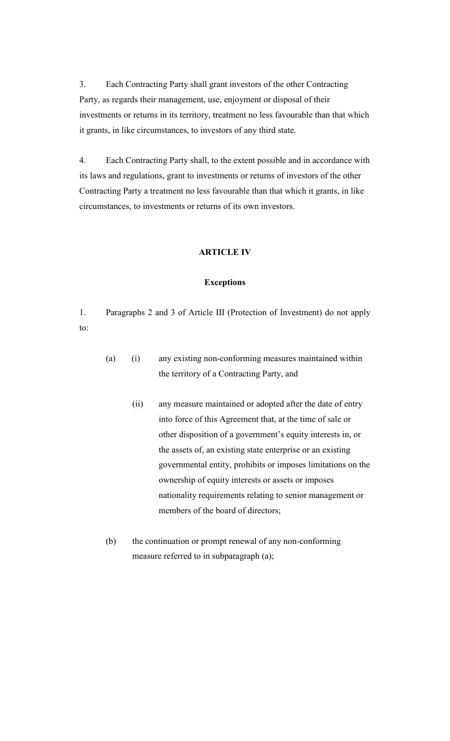3. Each Contracting Party shall grant investors of the other Contracting Party, as regards their management, use, enjoyment or disposal of their investments or returns in its territory, treatment no less favourable than that which it grants, in like circumstances, to investors of any third state.

4. Each Contracting Party shall, to the extent possible and in accordance with its laws and regulations, grant to investments or returns of investors of the other Contracting Party a treatment no less favourable than that which it grants, in like circumstances, to investments or returns of its own investors.

## ARTICLE IV

### Exceptions

1. Paragraphs 2 and 3 of Article III (Protection of Investment) do not apply to:

(a) (i) any existing non-conforming measures maintained within the territory of a Contracting Party, and

(ii) any measure maintained or adopted after the date of entry into force of this Agreement that, at the time of sale or other disposition of a government's equity interests in, or the assets of, an existing state enterprise or an existing governmental entity, prohibits or imposes limitations on the ownership of equity interests or assets or imposes nationality requirements relating to senior management or members of the board of directors;

(b) the continuation or prompt renewal of any non-conforming measure referred to in subparagraph (a);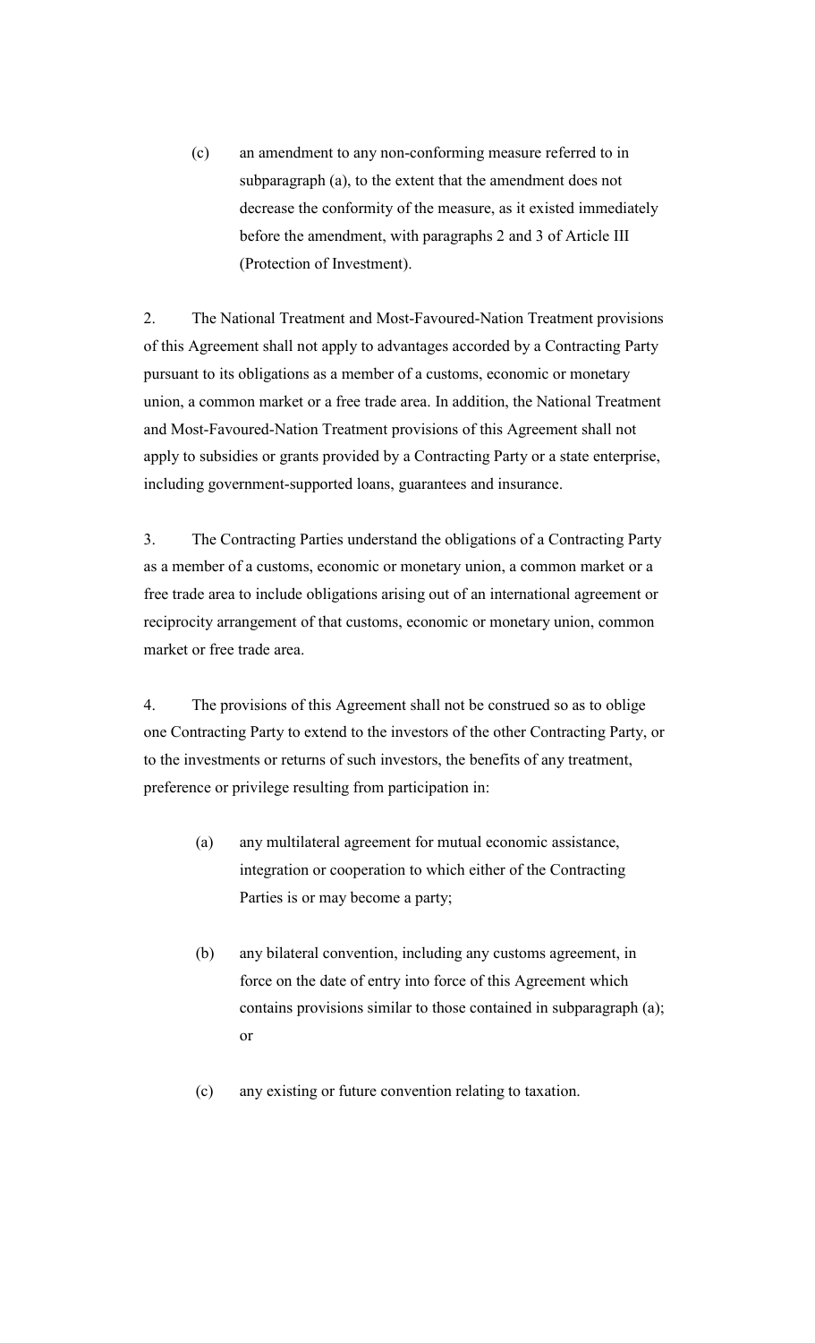(c) an amendment to any non-conforming measure referred to in subparagraph (a), to the extent that the amendment does not decrease the conformity of the measure, as it existed immediately before the amendment, with paragraphs 2 and 3 of Article III (Protection of Investment).

2. The National Treatment and Most-Favoured-Nation Treatment provisions of this Agreement shall not apply to advantages accorded by a Contracting Party pursuant to its obligations as a member of a customs, economic or monetary union, a common market or a free trade area. In addition, the National Treatment and Most-Favoured-Nation Treatment provisions of this Agreement shall not apply to subsidies or grants provided by a Contracting Party or a state enterprise, including government-supported loans, guarantees and insurance.

3. The Contracting Parties understand the obligations of a Contracting Party as a member of a customs, economic or monetary union, a common market or a free trade area to include obligations arising out of an international agreement or reciprocity arrangement of that customs, economic or monetary union, common market or free trade area.

4. The provisions of this Agreement shall not be construed so as to oblige one Contracting Party to extend to the investors of the other Contracting Party, or to the investments or returns of such investors, the benefits of any treatment, preference or privilege resulting from participation in:

(a) any multilateral agreement for mutual economic assistance, integration or cooperation to which either of the Contracting Parties is or may become a party;

(b) any bilateral convention, including any customs agreement, in force on the date of entry into force of this Agreement which contains provisions similar to those contained in subparagraph (a); or

(c) any existing or future convention relating to taxation.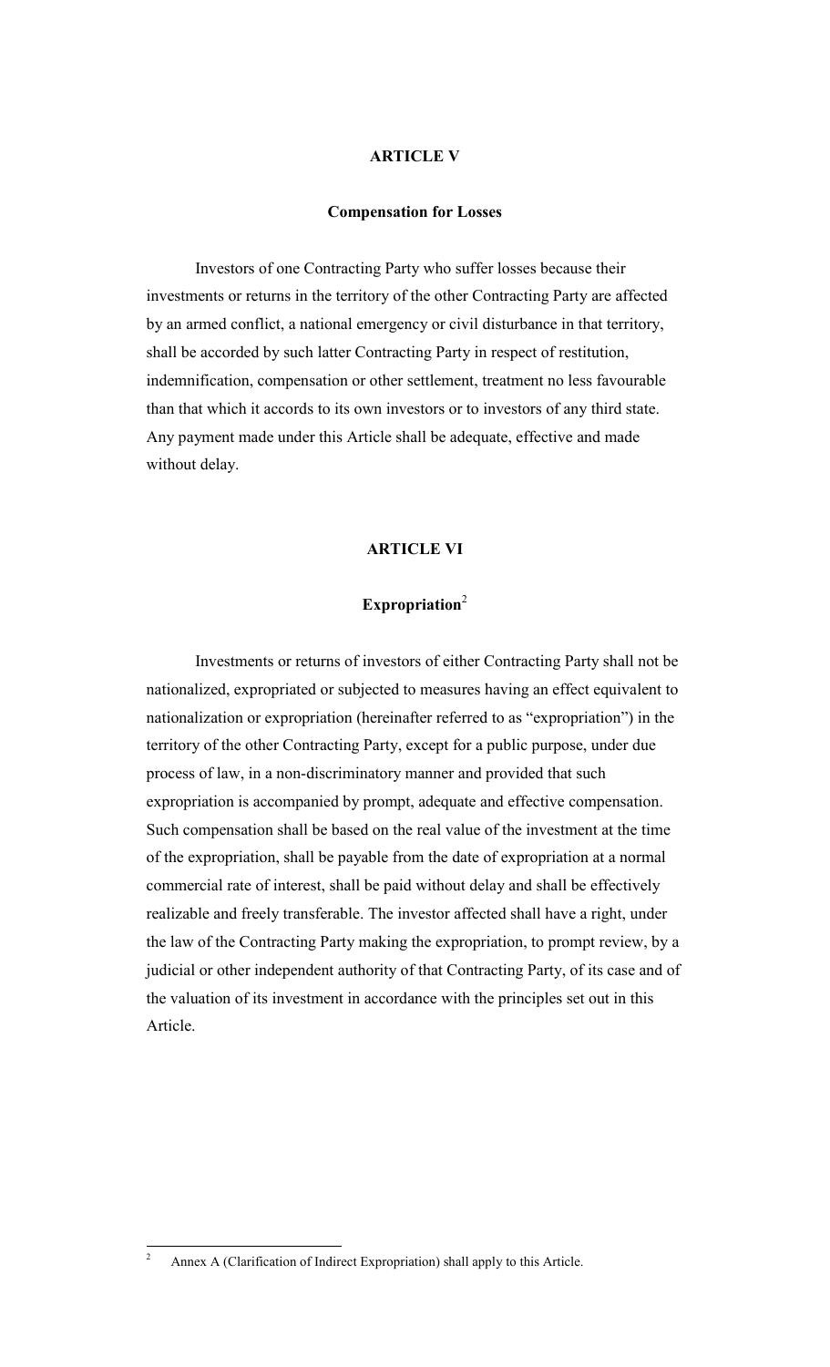## ARTICLE V

### Compensation for Losses

Investors of one Contracting Party who suffer losses because their investments or returns in the territory of the other Contracting Party are affected by an armed conflict, a national emergency or civil disturbance in that territory, shall be accorded by such latter Contracting Party in respect of restitution, indemnification, compensation or other settlement, treatment no less favourable than that which it accords to its own investors or to investors of any third state. Any payment made under this Article shall be adequate, effective and made without delay.

## ARTICLE VI

### Expropriation[2]

Investments or returns of investors of either Contracting Party shall not be nationalized, expropriated or subjected to measures having an effect equivalent to nationalization or expropriation (hereinafter referred to as "expropriation") in the territory of the other Contracting Party, except for a public purpose, under due process of law, in a non-discriminatory manner and provided that such expropriation is accompanied by prompt, adequate and effective compensation. Such compensation shall be based on the real value of the investment at the time of the expropriation, shall be payable from the date of expropriation at a normal commercial rate of interest, shall be paid without delay and shall be effectively realizable and freely transferable. The investor affected shall have a right, under the law of the Contracting Party making the expropriation, to prompt review, by a judicial or other independent authority of that Contracting Party, of its case and of the valuation of its investment in accordance with the principles set out in this Article.

---

[2] Annex A (Clarification of Indirect Expropriation) shall apply to this Article.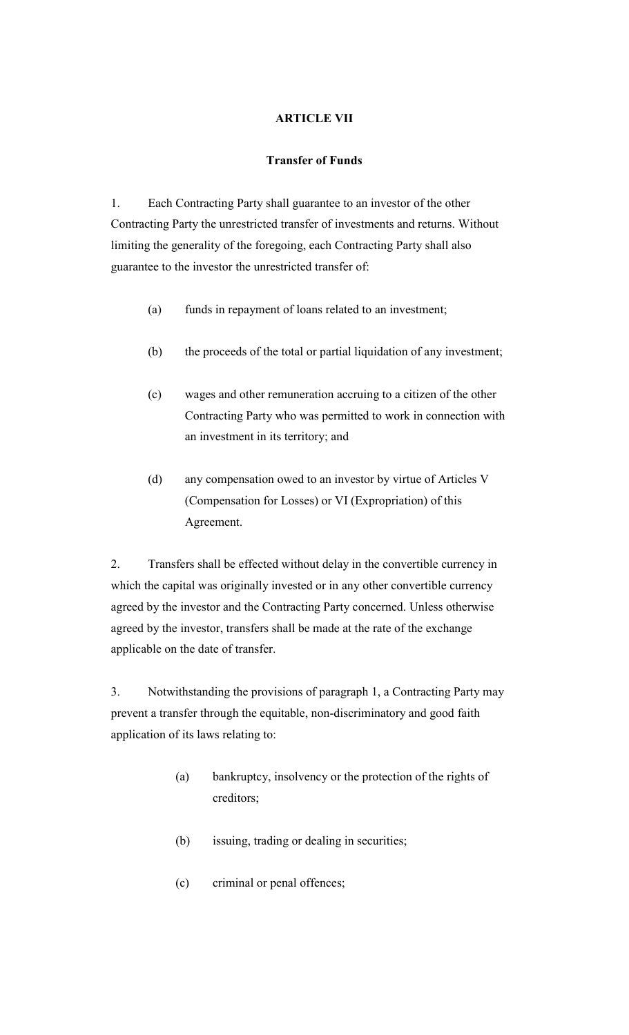## ARTICLE VII

### Transfer of Funds

1. Each Contracting Party shall guarantee to an investor of the other Contracting Party the unrestricted transfer of investments and returns. Without limiting the generality of the foregoing, each Contracting Party shall also guarantee to the investor the unrestricted transfer of:

   (a) funds in repayment of loans related to an investment;

   (b) the proceeds of the total or partial liquidation of any investment;

   (c) wages and other remuneration accruing to a citizen of the other Contracting Party who was permitted to work in connection with an investment in its territory; and

   (d) any compensation owed to an investor by virtue of Articles V (Compensation for Losses) or VI (Expropriation) of this Agreement.

2. Transfers shall be effected without delay in the convertible currency in which the capital was originally invested or in any other convertible currency agreed by the investor and the Contracting Party concerned. Unless otherwise agreed by the investor, transfers shall be made at the rate of the exchange applicable on the date of transfer.

3. Notwithstanding the provisions of paragraph 1, a Contracting Party may prevent a transfer through the equitable, non-discriminatory and good faith application of its laws relating to:

   (a) bankruptcy, insolvency or the protection of the rights of creditors;

   (b) issuing, trading or dealing in securities;

   (c) criminal or penal offences;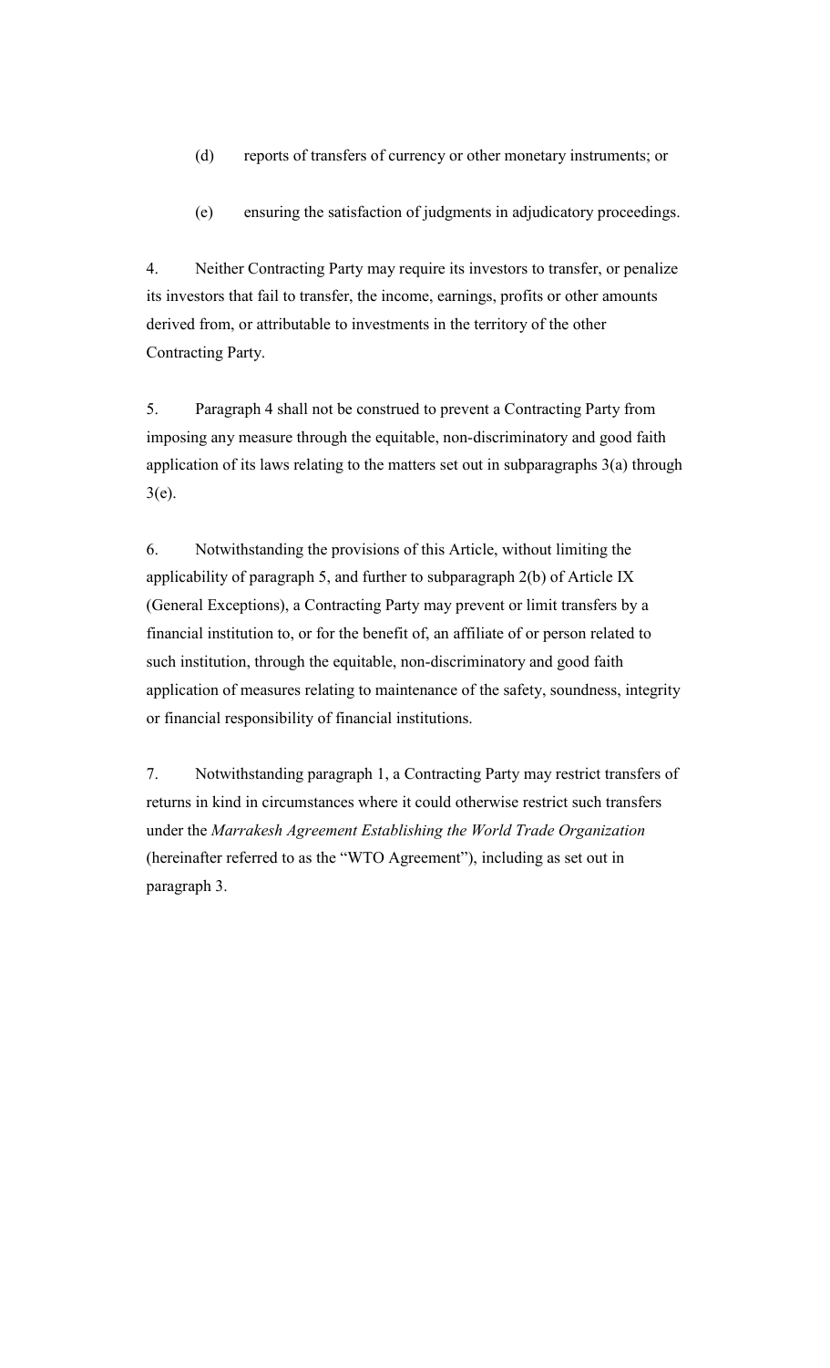(d) reports of transfers of currency or other monetary instruments; or

(e) ensuring the satisfaction of judgments in adjudicatory proceedings.

4. Neither Contracting Party may require its investors to transfer, or penalize its investors that fail to transfer, the income, earnings, profits or other amounts derived from, or attributable to investments in the territory of the other Contracting Party.

5. Paragraph 4 shall not be construed to prevent a Contracting Party from imposing any measure through the equitable, non-discriminatory and good faith application of its laws relating to the matters set out in subparagraphs 3(a) through 3(e).

6. Notwithstanding the provisions of this Article, without limiting the applicability of paragraph 5, and further to subparagraph 2(b) of Article IX (General Exceptions), a Contracting Party may prevent or limit transfers by a financial institution to, or for the benefit of, an affiliate of or person related to such institution, through the equitable, non-discriminatory and good faith application of measures relating to maintenance of the safety, soundness, integrity or financial responsibility of financial institutions.

7. Notwithstanding paragraph 1, a Contracting Party may restrict transfers of returns in kind in circumstances where it could otherwise restrict such transfers under the *Marrakesh Agreement Establishing the World Trade Organization* (hereinafter referred to as the "WTO Agreement"), including as set out in paragraph 3.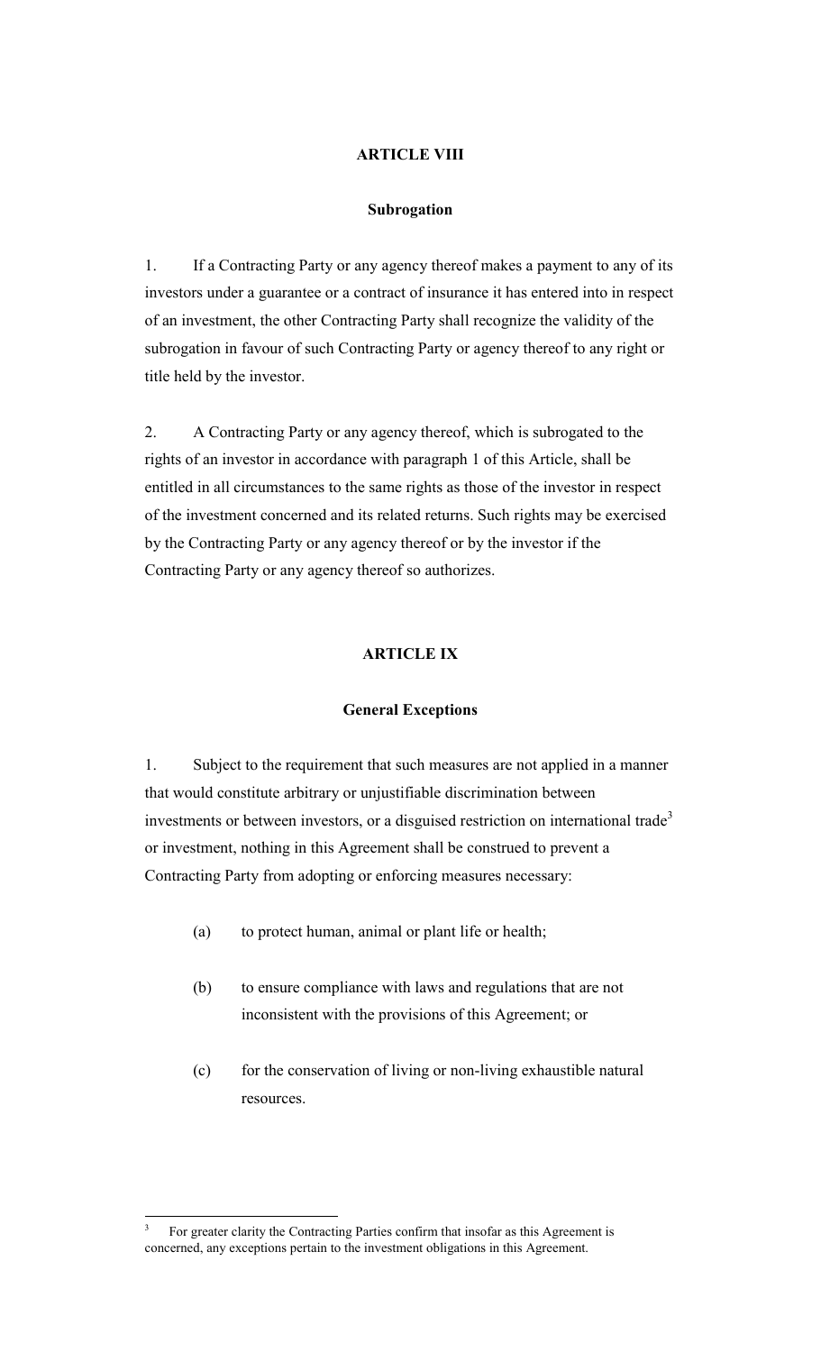## ARTICLE VIII

### Subrogation

1. If a Contracting Party or any agency thereof makes a payment to any of its investors under a guarantee or a contract of insurance it has entered into in respect of an investment, the other Contracting Party shall recognize the validity of the subrogation in favour of such Contracting Party or agency thereof to any right or title held by the investor.

2. A Contracting Party or any agency thereof, which is subrogated to the rights of an investor in accordance with paragraph 1 of this Article, shall be entitled in all circumstances to the same rights as those of the investor in respect of the investment concerned and its related returns. Such rights may be exercised by the Contracting Party or any agency thereof or by the investor if the Contracting Party or any agency thereof so authorizes.

## ARTICLE IX

### General Exceptions

1. Subject to the requirement that such measures are not applied in a manner that would constitute arbitrary or unjustifiable discrimination between investments or between investors, or a disguised restriction on international trade[3] or investment, nothing in this Agreement shall be construed to prevent a Contracting Party from adopting or enforcing measures necessary:

   (a) to protect human, animal or plant life or health;

   (b) to ensure compliance with laws and regulations that are not inconsistent with the provisions of this Agreement; or

   (c) for the conservation of living or non-living exhaustible natural resources.

---

[3] For greater clarity the Contracting Parties confirm that insofar as this Agreement is concerned, any exceptions pertain to the investment obligations in this Agreement.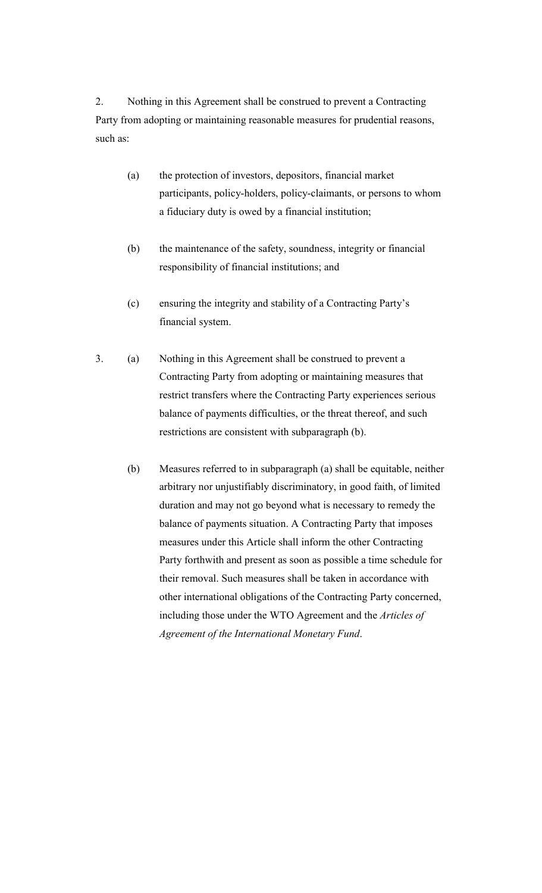2. Nothing in this Agreement shall be construed to prevent a Contracting Party from adopting or maintaining reasonable measures for prudential reasons, such as:

   (a) the protection of investors, depositors, financial market participants, policy-holders, policy-claimants, or persons to whom a fiduciary duty is owed by a financial institution;

   (b) the maintenance of the safety, soundness, integrity or financial responsibility of financial institutions; and

   (c) ensuring the integrity and stability of a Contracting Party's financial system.

3. (a) Nothing in this Agreement shall be construed to prevent a Contracting Party from adopting or maintaining measures that restrict transfers where the Contracting Party experiences serious balance of payments difficulties, or the threat thereof, and such restrictions are consistent with subparagraph (b).

   (b) Measures referred to in subparagraph (a) shall be equitable, neither arbitrary nor unjustifiably discriminatory, in good faith, of limited duration and may not go beyond what is necessary to remedy the balance of payments situation. A Contracting Party that imposes measures under this Article shall inform the other Contracting Party forthwith and present as soon as possible a time schedule for their removal. Such measures shall be taken in accordance with other international obligations of the Contracting Party concerned, including those under the WTO Agreement and the *Articles of Agreement of the International Monetary Fund*.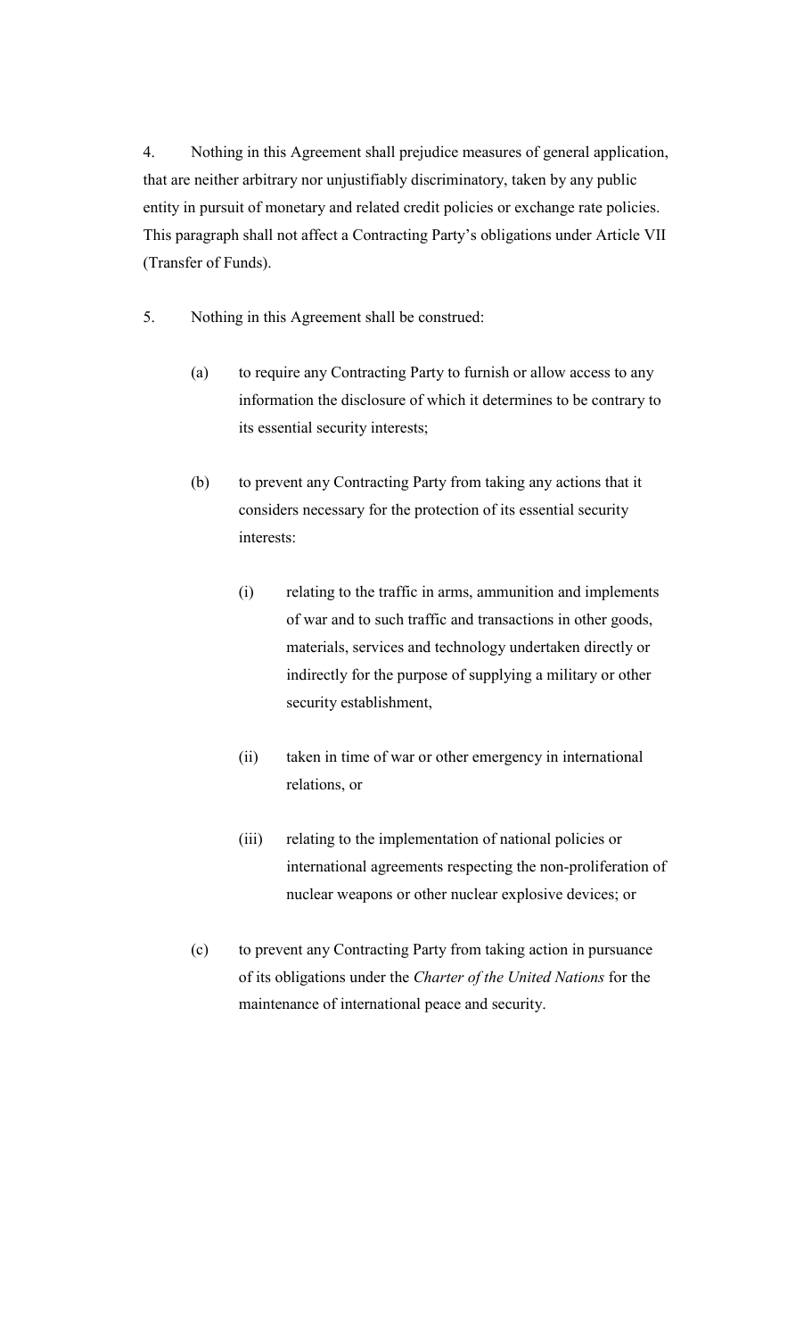4. Nothing in this Agreement shall prejudice measures of general application, that are neither arbitrary nor unjustifiably discriminatory, taken by any public entity in pursuit of monetary and related credit policies or exchange rate policies. This paragraph shall not affect a Contracting Party's obligations under Article VII (Transfer of Funds).

5. Nothing in this Agreement shall be construed:

(a) to require any Contracting Party to furnish or allow access to any information the disclosure of which it determines to be contrary to its essential security interests;

(b) to prevent any Contracting Party from taking any actions that it considers necessary for the protection of its essential security interests:

(i) relating to the traffic in arms, ammunition and implements of war and to such traffic and transactions in other goods, materials, services and technology undertaken directly or indirectly for the purpose of supplying a military or other security establishment,

(ii) taken in time of war or other emergency in international relations, or

(iii) relating to the implementation of national policies or international agreements respecting the non-proliferation of nuclear weapons or other nuclear explosive devices; or

(c) to prevent any Contracting Party from taking action in pursuance of its obligations under the *Charter of the United Nations* for the maintenance of international peace and security.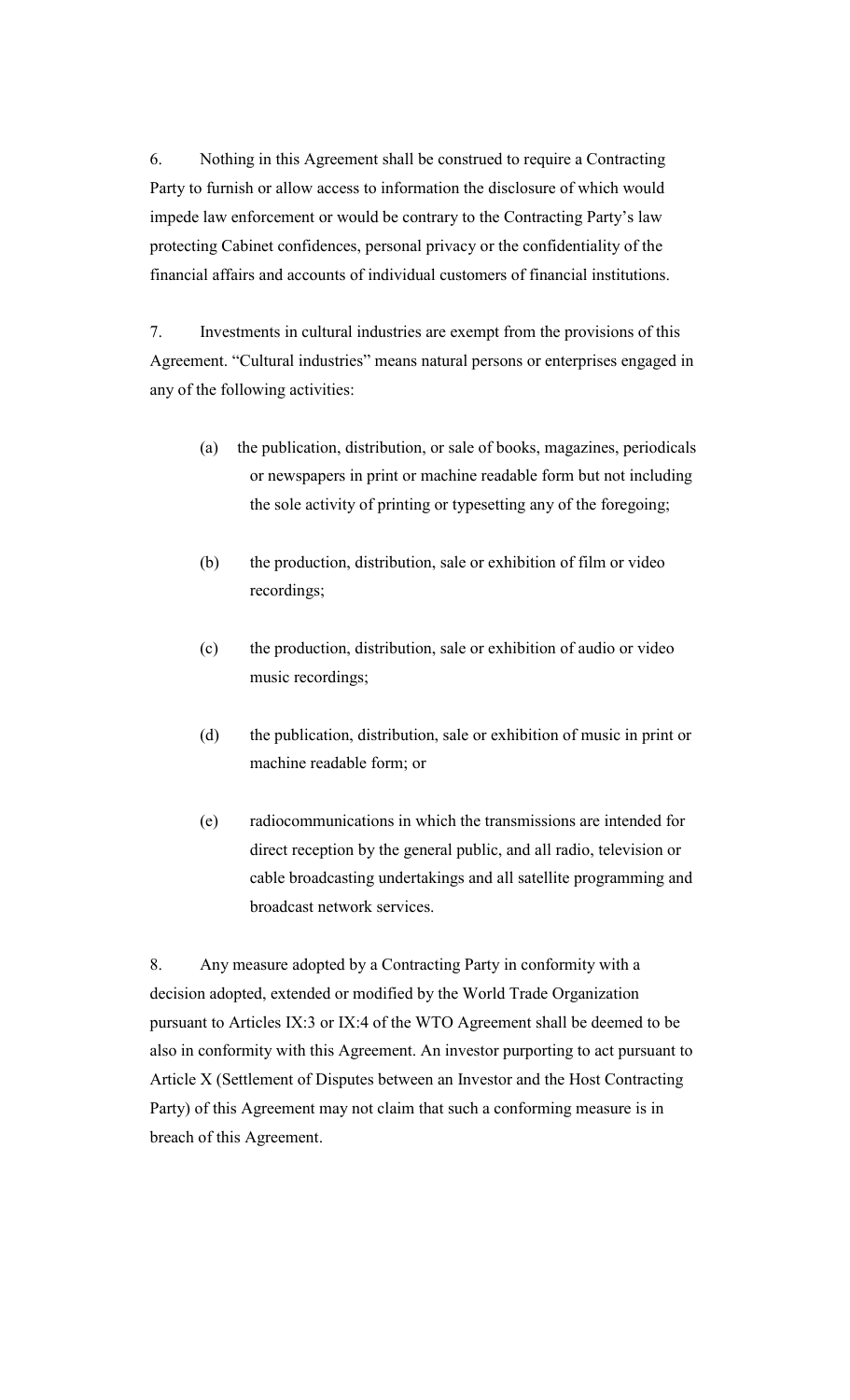6. Nothing in this Agreement shall be construed to require a Contracting Party to furnish or allow access to information the disclosure of which would impede law enforcement or would be contrary to the Contracting Party's law protecting Cabinet confidences, personal privacy or the confidentiality of the financial affairs and accounts of individual customers of financial institutions.

7. Investments in cultural industries are exempt from the provisions of this Agreement. "Cultural industries" means natural persons or enterprises engaged in any of the following activities:

(a) the publication, distribution, or sale of books, magazines, periodicals or newspapers in print or machine readable form but not including the sole activity of printing or typesetting any of the foregoing;

(b) the production, distribution, sale or exhibition of film or video recordings;

(c) the production, distribution, sale or exhibition of audio or video music recordings;

(d) the publication, distribution, sale or exhibition of music in print or machine readable form; or

(e) radiocommunications in which the transmissions are intended for direct reception by the general public, and all radio, television or cable broadcasting undertakings and all satellite programming and broadcast network services.

8. Any measure adopted by a Contracting Party in conformity with a decision adopted, extended or modified by the World Trade Organization pursuant to Articles IX:3 or IX:4 of the WTO Agreement shall be deemed to be also in conformity with this Agreement. An investor purporting to act pursuant to Article X (Settlement of Disputes between an Investor and the Host Contracting Party) of this Agreement may not claim that such a conforming measure is in breach of this Agreement.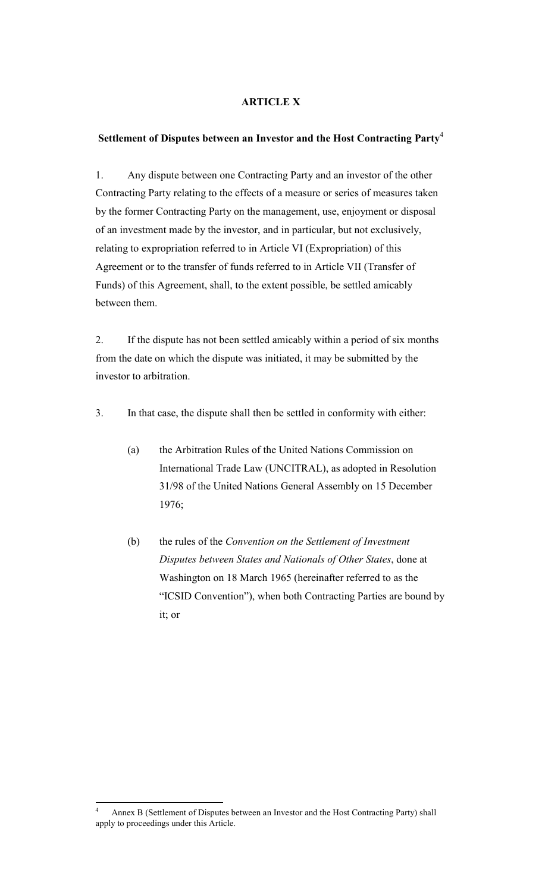## ARTICLE X

### Settlement of Disputes between an Investor and the Host Contracting Party[4]

1. Any dispute between one Contracting Party and an investor of the other Contracting Party relating to the effects of a measure or series of measures taken by the former Contracting Party on the management, use, enjoyment or disposal of an investment made by the investor, and in particular, but not exclusively, relating to expropriation referred to in Article VI (Expropriation) of this Agreement or to the transfer of funds referred to in Article VII (Transfer of Funds) of this Agreement, shall, to the extent possible, be settled amicably between them.

2. If the dispute has not been settled amicably within a period of six months from the date on which the dispute was initiated, it may be submitted by the investor to arbitration.

3. In that case, the dispute shall then be settled in conformity with either:

   (a) the Arbitration Rules of the United Nations Commission on International Trade Law (UNCITRAL), as adopted in Resolution 31/98 of the United Nations General Assembly on 15 December 1976;

   (b) the rules of the *Convention on the Settlement of Investment Disputes between States and Nationals of Other States*, done at Washington on 18 March 1965 (hereinafter referred to as the "ICSID Convention"), when both Contracting Parties are bound by it; or

---

[4] Annex B (Settlement of Disputes between an Investor and the Host Contracting Party) shall apply to proceedings under this Article.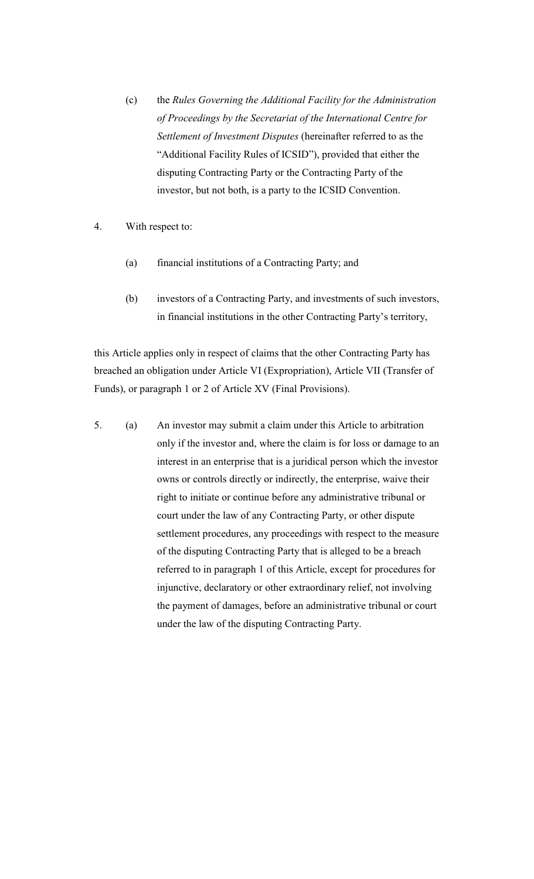(c) the *Rules Governing the Additional Facility for the Administration of Proceedings by the Secretariat of the International Centre for Settlement of Investment Disputes* (hereinafter referred to as the "Additional Facility Rules of ICSID"), provided that either the disputing Contracting Party or the Contracting Party of the investor, but not both, is a party to the ICSID Convention.

4. With respect to:

(a) financial institutions of a Contracting Party; and

(b) investors of a Contracting Party, and investments of such investors, in financial institutions in the other Contracting Party's territory,

this Article applies only in respect of claims that the other Contracting Party has breached an obligation under Article VI (Expropriation), Article VII (Transfer of Funds), or paragraph 1 or 2 of Article XV (Final Provisions).

5. (a) An investor may submit a claim under this Article to arbitration only if the investor and, where the claim is for loss or damage to an interest in an enterprise that is a juridical person which the investor owns or controls directly or indirectly, the enterprise, waive their right to initiate or continue before any administrative tribunal or court under the law of any Contracting Party, or other dispute settlement procedures, any proceedings with respect to the measure of the disputing Contracting Party that is alleged to be a breach referred to in paragraph 1 of this Article, except for procedures for injunctive, declaratory or other extraordinary relief, not involving the payment of damages, before an administrative tribunal or court under the law of the disputing Contracting Party.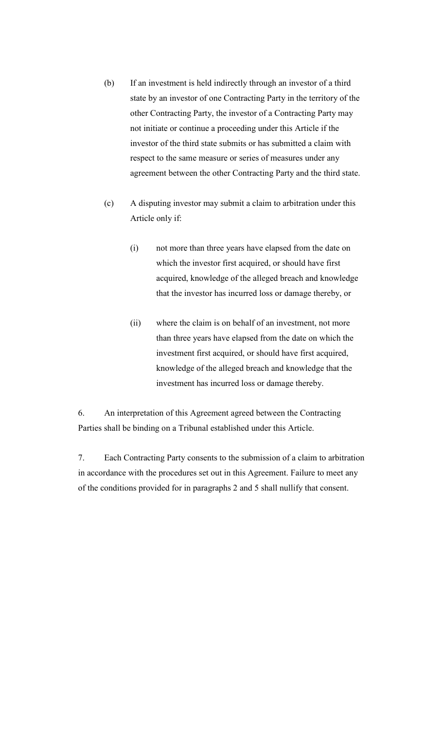(b) If an investment is held indirectly through an investor of a third state by an investor of one Contracting Party in the territory of the other Contracting Party, the investor of a Contracting Party may not initiate or continue a proceeding under this Article if the investor of the third state submits or has submitted a claim with respect to the same measure or series of measures under any agreement between the other Contracting Party and the third state.

(c) A disputing investor may submit a claim to arbitration under this Article only if:

(i) not more than three years have elapsed from the date on which the investor first acquired, or should have first acquired, knowledge of the alleged breach and knowledge that the investor has incurred loss or damage thereby, or

(ii) where the claim is on behalf of an investment, not more than three years have elapsed from the date on which the investment first acquired, or should have first acquired, knowledge of the alleged breach and knowledge that the investment has incurred loss or damage thereby.

6. An interpretation of this Agreement agreed between the Contracting Parties shall be binding on a Tribunal established under this Article.

7. Each Contracting Party consents to the submission of a claim to arbitration in accordance with the procedures set out in this Agreement. Failure to meet any of the conditions provided for in paragraphs 2 and 5 shall nullify that consent.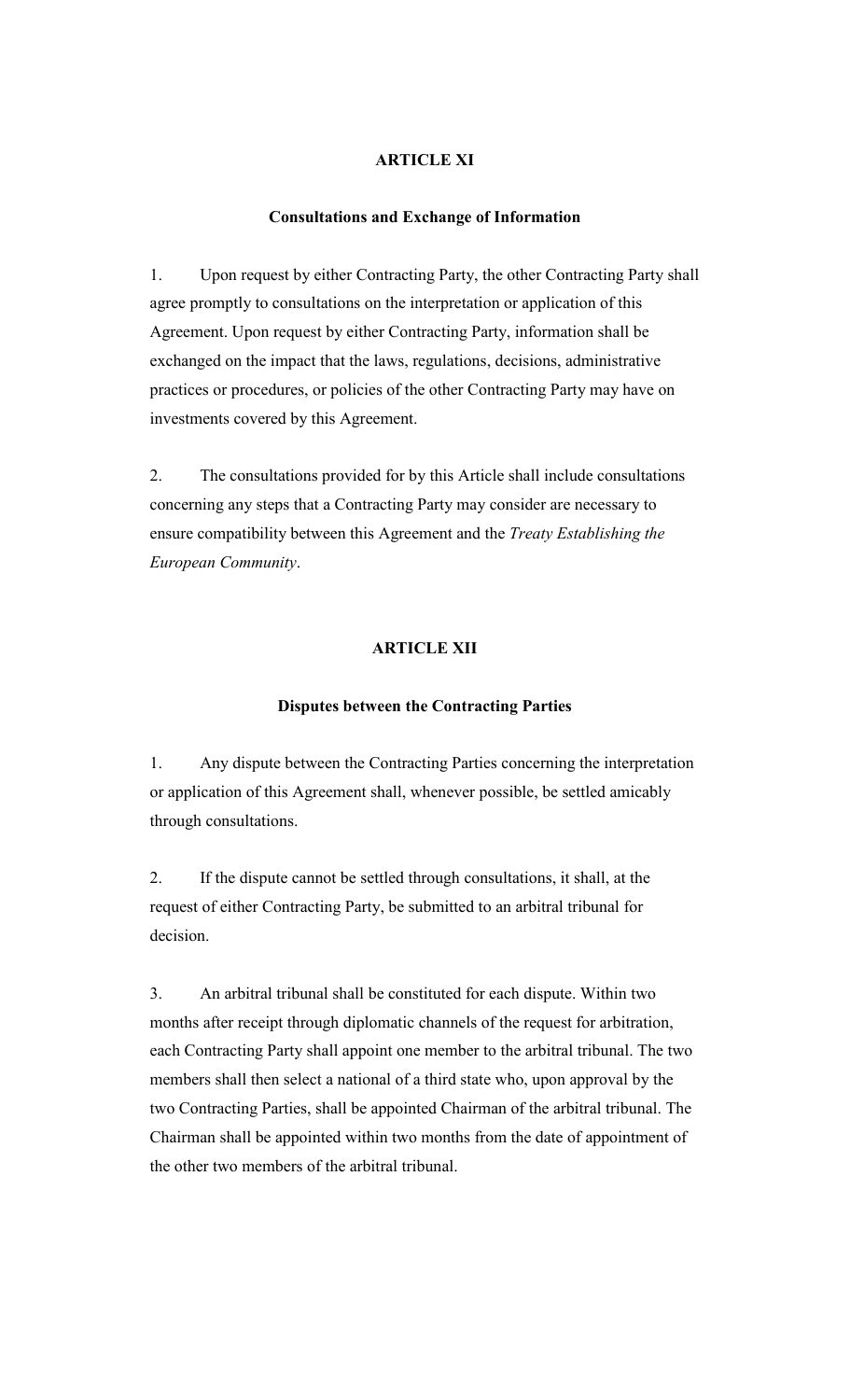## ARTICLE XI

### Consultations and Exchange of Information

1. Upon request by either Contracting Party, the other Contracting Party shall agree promptly to consultations on the interpretation or application of this Agreement. Upon request by either Contracting Party, information shall be exchanged on the impact that the laws, regulations, decisions, administrative practices or procedures, or policies of the other Contracting Party may have on investments covered by this Agreement.

2. The consultations provided for by this Article shall include consultations concerning any steps that a Contracting Party may consider are necessary to ensure compatibility between this Agreement and the *Treaty Establishing the European Community*.

## ARTICLE XII

### Disputes between the Contracting Parties

1. Any dispute between the Contracting Parties concerning the interpretation or application of this Agreement shall, whenever possible, be settled amicably through consultations.

2. If the dispute cannot be settled through consultations, it shall, at the request of either Contracting Party, be submitted to an arbitral tribunal for decision.

3. An arbitral tribunal shall be constituted for each dispute. Within two months after receipt through diplomatic channels of the request for arbitration, each Contracting Party shall appoint one member to the arbitral tribunal. The two members shall then select a national of a third state who, upon approval by the two Contracting Parties, shall be appointed Chairman of the arbitral tribunal. The Chairman shall be appointed within two months from the date of appointment of the other two members of the arbitral tribunal.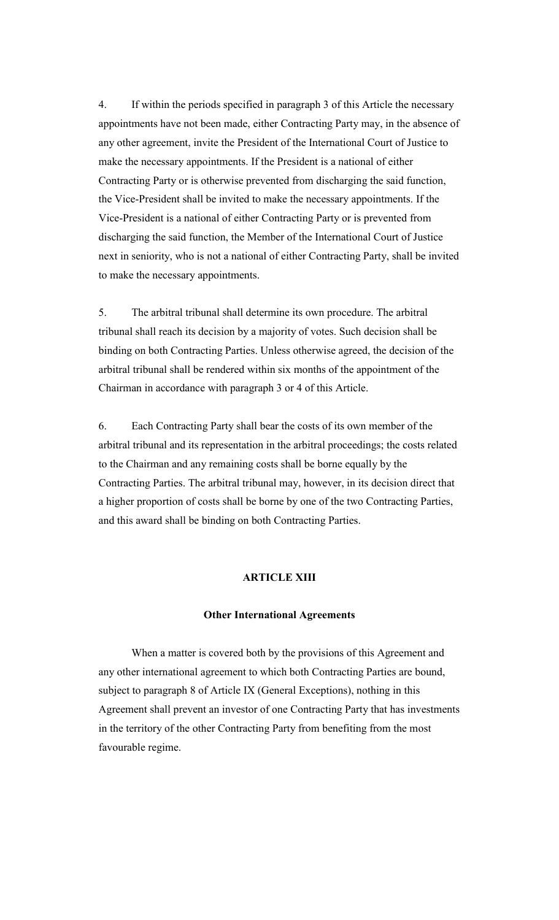4. If within the periods specified in paragraph 3 of this Article the necessary appointments have not been made, either Contracting Party may, in the absence of any other agreement, invite the President of the International Court of Justice to make the necessary appointments. If the President is a national of either Contracting Party or is otherwise prevented from discharging the said function, the Vice-President shall be invited to make the necessary appointments. If the Vice-President is a national of either Contracting Party or is prevented from discharging the said function, the Member of the International Court of Justice next in seniority, who is not a national of either Contracting Party, shall be invited to make the necessary appointments.

5. The arbitral tribunal shall determine its own procedure. The arbitral tribunal shall reach its decision by a majority of votes. Such decision shall be binding on both Contracting Parties. Unless otherwise agreed, the decision of the arbitral tribunal shall be rendered within six months of the appointment of the Chairman in accordance with paragraph 3 or 4 of this Article.

6. Each Contracting Party shall bear the costs of its own member of the arbitral tribunal and its representation in the arbitral proceedings; the costs related to the Chairman and any remaining costs shall be borne equally by the Contracting Parties. The arbitral tribunal may, however, in its decision direct that a higher proportion of costs shall be borne by one of the two Contracting Parties, and this award shall be binding on both Contracting Parties.

## ARTICLE XIII

### Other International Agreements

When a matter is covered both by the provisions of this Agreement and any other international agreement to which both Contracting Parties are bound, subject to paragraph 8 of Article IX (General Exceptions), nothing in this Agreement shall prevent an investor of one Contracting Party that has investments in the territory of the other Contracting Party from benefiting from the most favourable regime.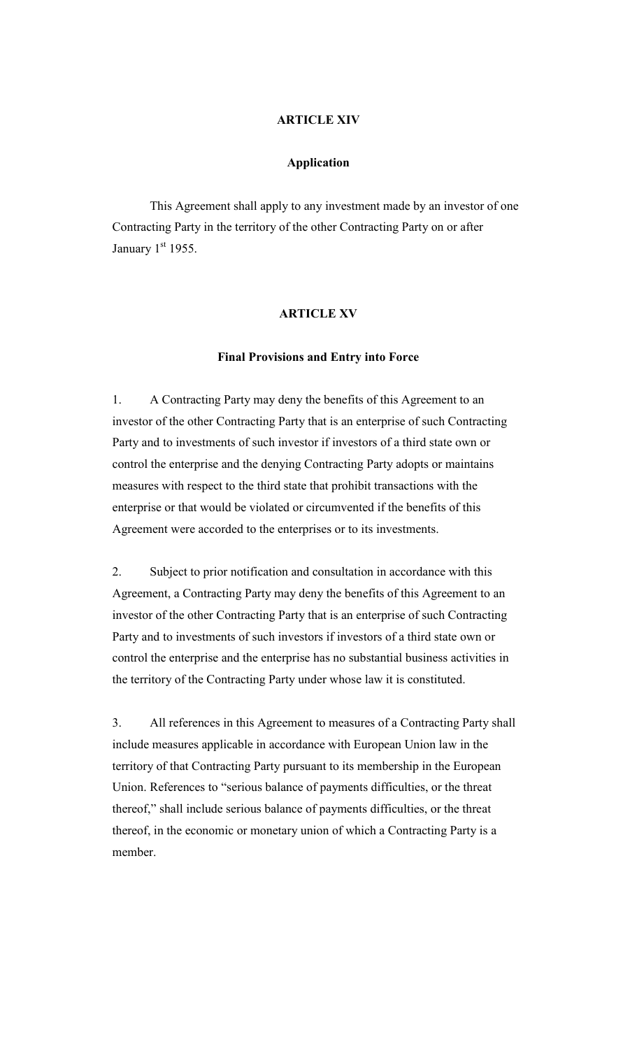## ARTICLE XIV

### Application

This Agreement shall apply to any investment made by an investor of one Contracting Party in the territory of the other Contracting Party on or after January 1st 1955.

## ARTICLE XV

### Final Provisions and Entry into Force

1. A Contracting Party may deny the benefits of this Agreement to an investor of the other Contracting Party that is an enterprise of such Contracting Party and to investments of such investor if investors of a third state own or control the enterprise and the denying Contracting Party adopts or maintains measures with respect to the third state that prohibit transactions with the enterprise or that would be violated or circumvented if the benefits of this Agreement were accorded to the enterprises or to its investments.

2. Subject to prior notification and consultation in accordance with this Agreement, a Contracting Party may deny the benefits of this Agreement to an investor of the other Contracting Party that is an enterprise of such Contracting Party and to investments of such investors if investors of a third state own or control the enterprise and the enterprise has no substantial business activities in the territory of the Contracting Party under whose law it is constituted.

3. All references in this Agreement to measures of a Contracting Party shall include measures applicable in accordance with European Union law in the territory of that Contracting Party pursuant to its membership in the European Union. References to "serious balance of payments difficulties, or the threat thereof," shall include serious balance of payments difficulties, or the threat thereof, in the economic or monetary union of which a Contracting Party is a member.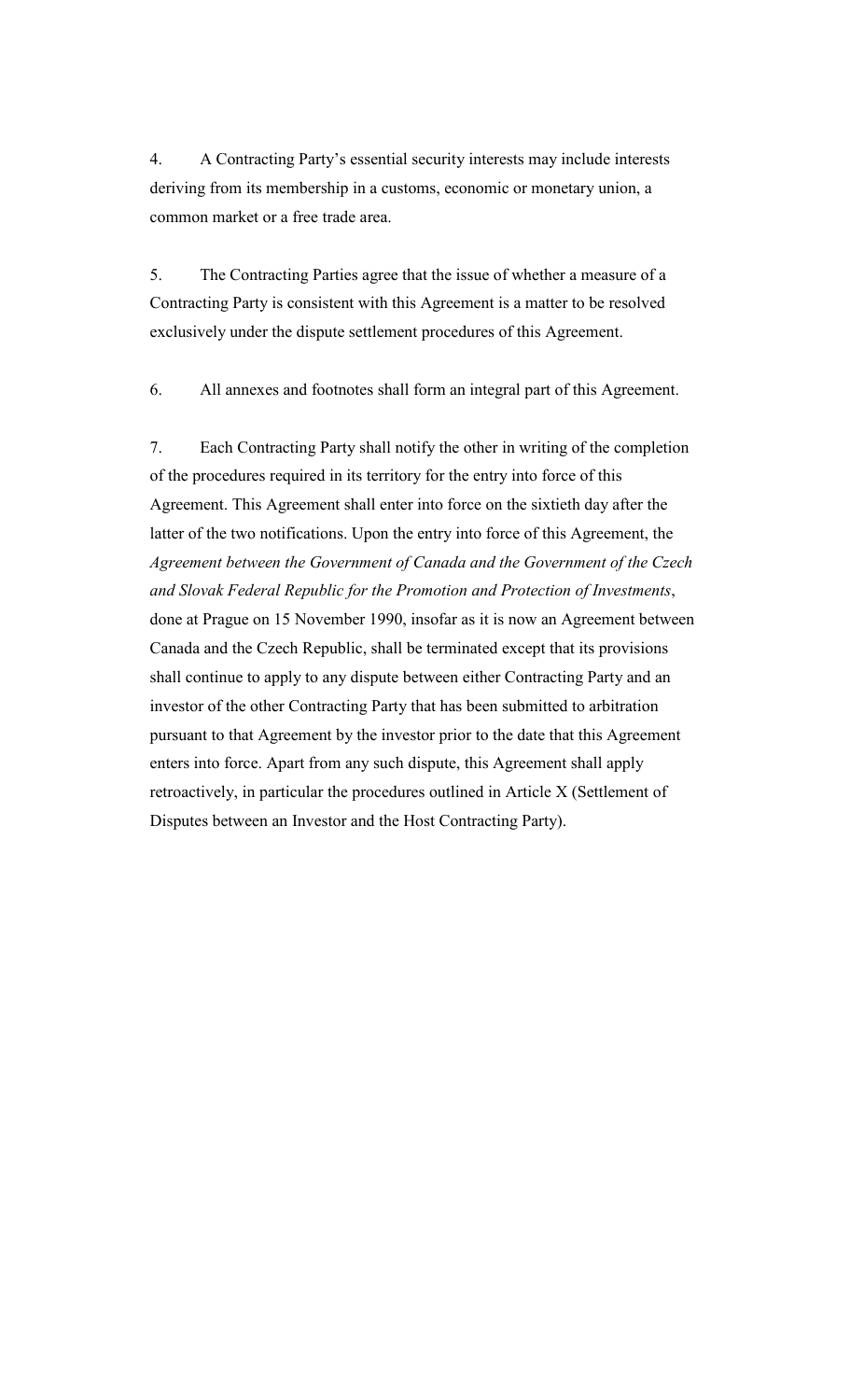4. A Contracting Party's essential security interests may include interests deriving from its membership in a customs, economic or monetary union, a common market or a free trade area.

5. The Contracting Parties agree that the issue of whether a measure of a Contracting Party is consistent with this Agreement is a matter to be resolved exclusively under the dispute settlement procedures of this Agreement.

6. All annexes and footnotes shall form an integral part of this Agreement.

7. Each Contracting Party shall notify the other in writing of the completion of the procedures required in its territory for the entry into force of this Agreement. This Agreement shall enter into force on the sixtieth day after the latter of the two notifications. Upon the entry into force of this Agreement, the *Agreement between the Government of Canada and the Government of the Czech and Slovak Federal Republic for the Promotion and Protection of Investments*, done at Prague on 15 November 1990, insofar as it is now an Agreement between Canada and the Czech Republic, shall be terminated except that its provisions shall continue to apply to any dispute between either Contracting Party and an investor of the other Contracting Party that has been submitted to arbitration pursuant to that Agreement by the investor prior to the date that this Agreement enters into force. Apart from any such dispute, this Agreement shall apply retroactively, in particular the procedures outlined in Article X (Settlement of Disputes between an Investor and the Host Contracting Party).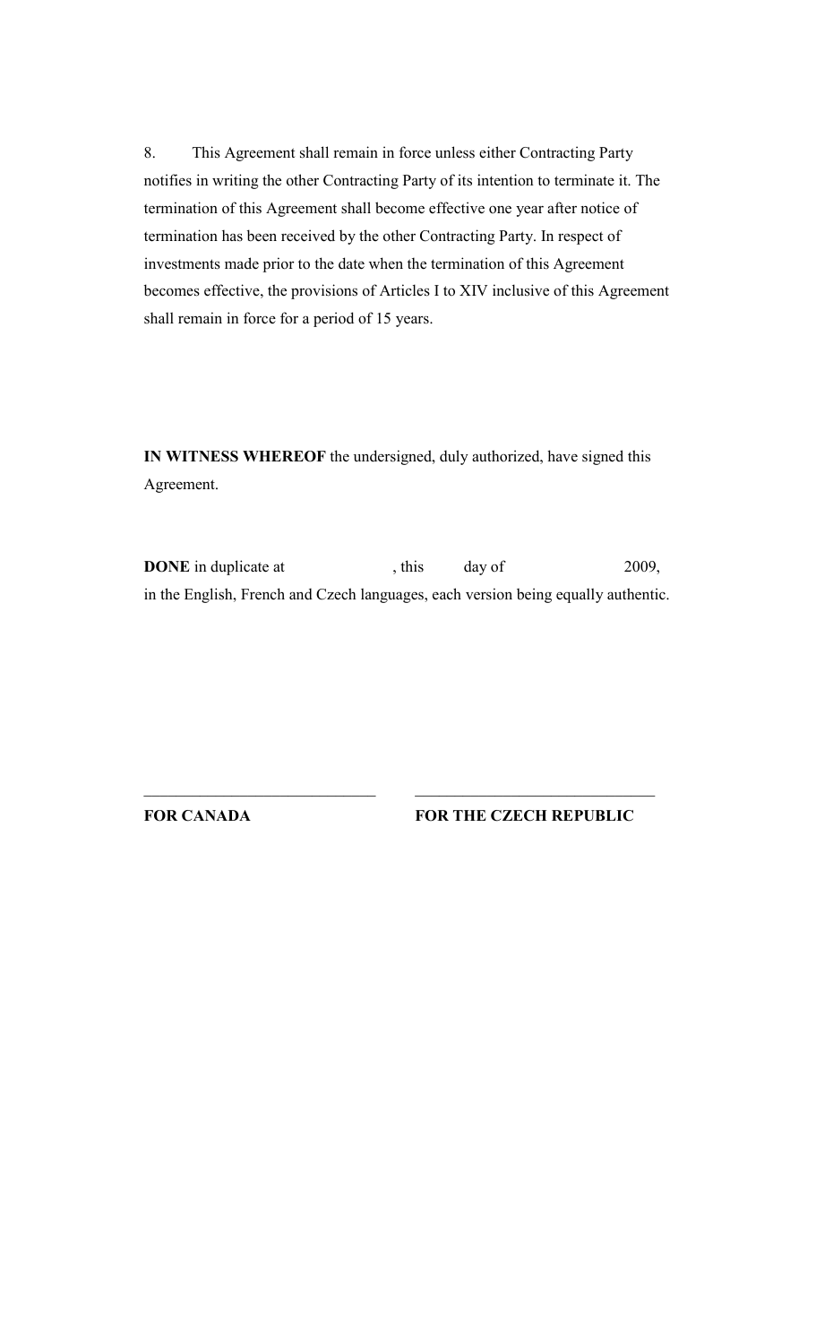8. This Agreement shall remain in force unless either Contracting Party notifies in writing the other Contracting Party of its intention to terminate it. The termination of this Agreement shall become effective one year after notice of termination has been received by the other Contracting Party. In respect of investments made prior to the date when the termination of this Agreement becomes effective, the provisions of Articles I to XIV inclusive of this Agreement shall remain in force for a period of 15 years.

**IN WITNESS WHEREOF** the undersigned, duly authorized, have signed this Agreement.

**DONE** in duplicate at , this day of 2009, in the English, French and Czech languages, each version being equally authentic.

____________________________ ____________________________

**FOR CANADA** **FOR THE CZECH REPUBLIC**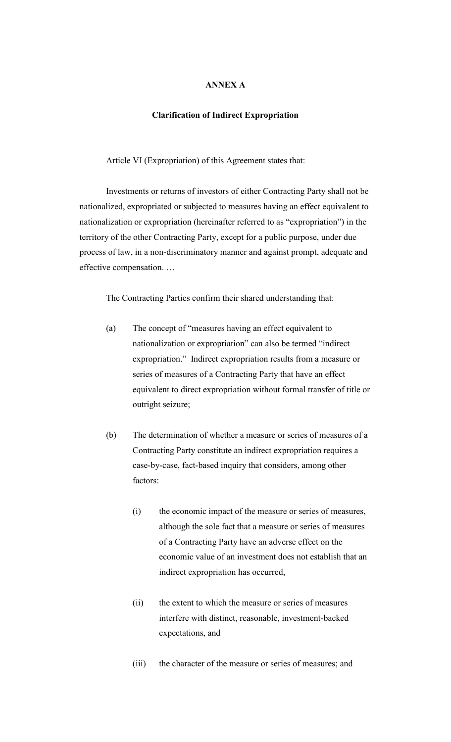# ANNEX A

## Clarification of Indirect Expropriation

Article VI (Expropriation) of this Agreement states that:

Investments or returns of investors of either Contracting Party shall not be nationalized, expropriated or subjected to measures having an effect equivalent to nationalization or expropriation (hereinafter referred to as "expropriation") in the territory of the other Contracting Party, except for a public purpose, under due process of law, in a non-discriminatory manner and against prompt, adequate and effective compensation. …

The Contracting Parties confirm their shared understanding that:

(a) The concept of "measures having an effect equivalent to nationalization or expropriation" can also be termed "indirect expropriation." Indirect expropriation results from a measure or series of measures of a Contracting Party that have an effect equivalent to direct expropriation without formal transfer of title or outright seizure;

(b) The determination of whether a measure or series of measures of a Contracting Party constitute an indirect expropriation requires a case-by-case, fact-based inquiry that considers, among other factors:

   (i) the economic impact of the measure or series of measures, although the sole fact that a measure or series of measures of a Contracting Party have an adverse effect on the economic value of an investment does not establish that an indirect expropriation has occurred,

   (ii) the extent to which the measure or series of measures interfere with distinct, reasonable, investment-backed expectations, and

   (iii) the character of the measure or series of measures; and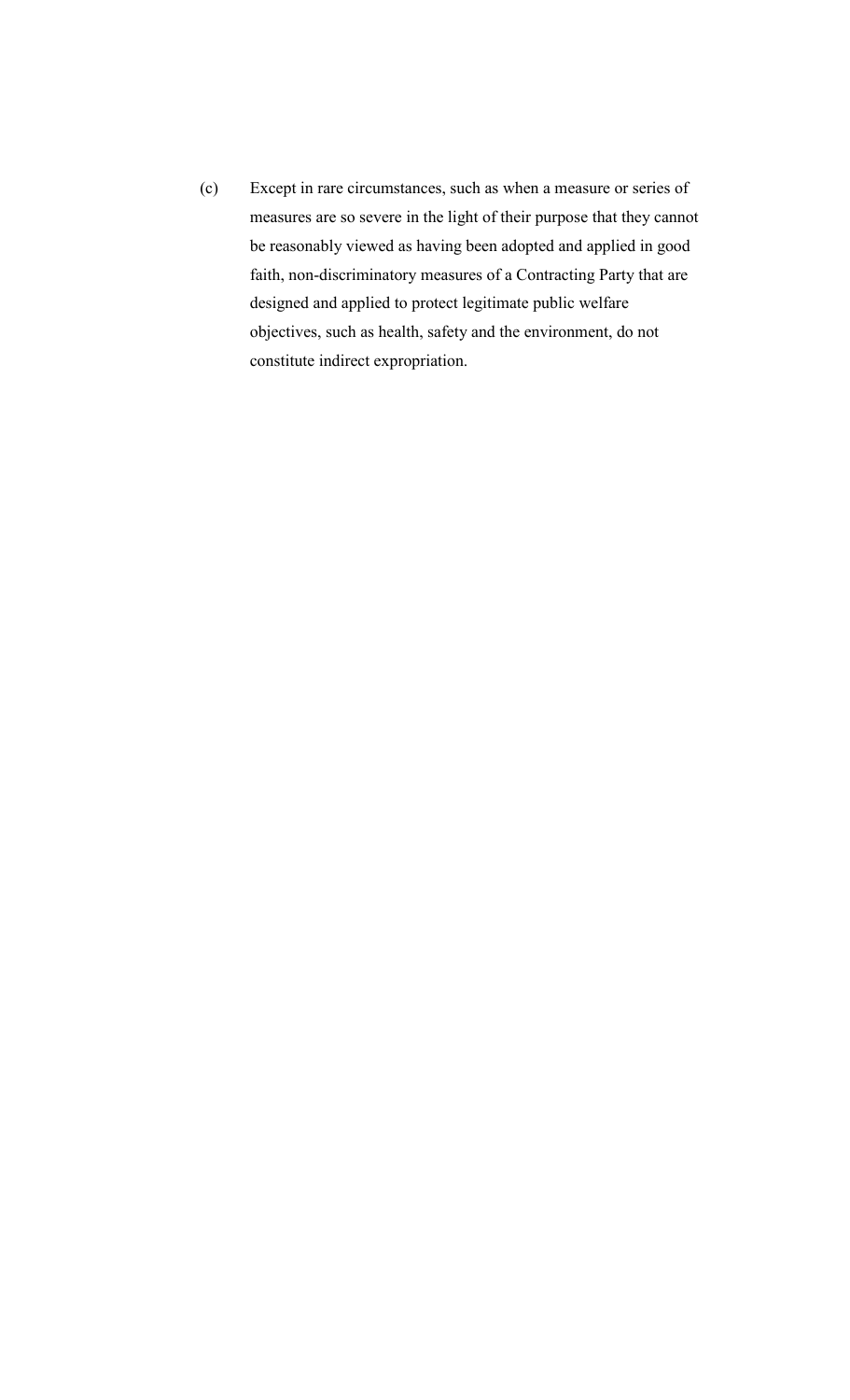(c) Except in rare circumstances, such as when a measure or series of measures are so severe in the light of their purpose that they cannot be reasonably viewed as having been adopted and applied in good faith, non-discriminatory measures of a Contracting Party that are designed and applied to protect legitimate public welfare objectives, such as health, safety and the environment, do not constitute indirect expropriation.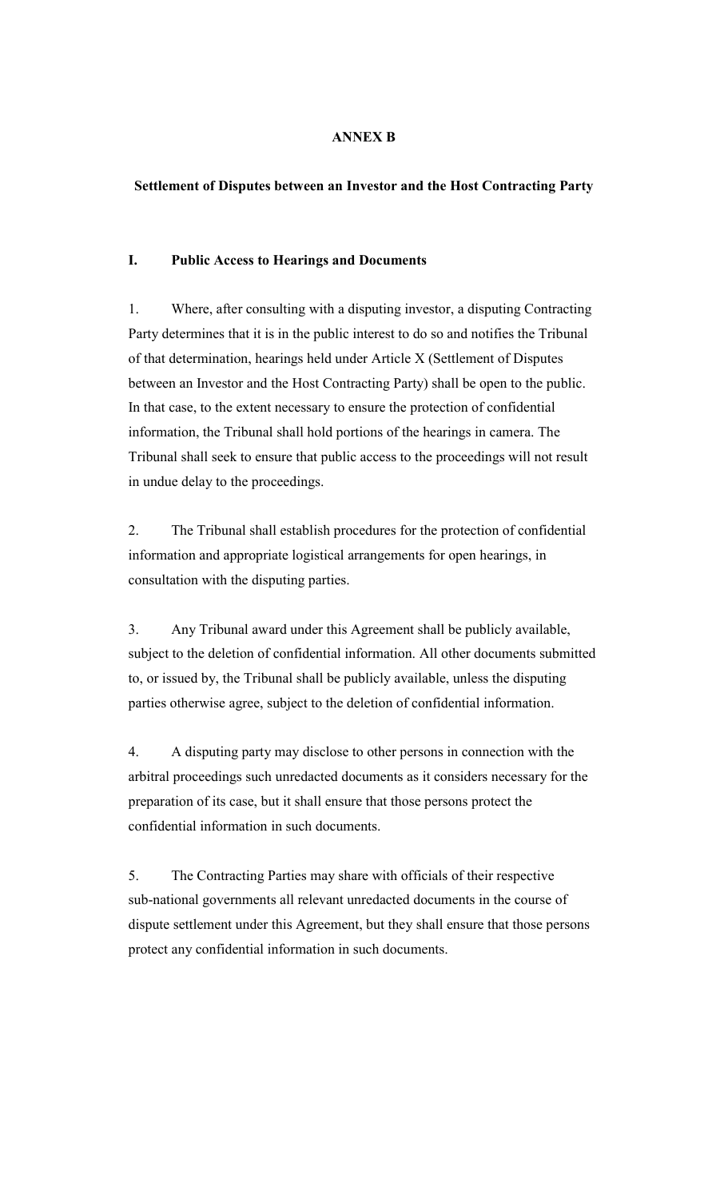# ANNEX B

## Settlement of Disputes between an Investor and the Host Contracting Party

### I. Public Access to Hearings and Documents

1. Where, after consulting with a disputing investor, a disputing Contracting Party determines that it is in the public interest to do so and notifies the Tribunal of that determination, hearings held under Article X (Settlement of Disputes between an Investor and the Host Contracting Party) shall be open to the public. In that case, to the extent necessary to ensure the protection of confidential information, the Tribunal shall hold portions of the hearings in camera. The Tribunal shall seek to ensure that public access to the proceedings will not result in undue delay to the proceedings.

2. The Tribunal shall establish procedures for the protection of confidential information and appropriate logistical arrangements for open hearings, in consultation with the disputing parties.

3. Any Tribunal award under this Agreement shall be publicly available, subject to the deletion of confidential information. All other documents submitted to, or issued by, the Tribunal shall be publicly available, unless the disputing parties otherwise agree, subject to the deletion of confidential information.

4. A disputing party may disclose to other persons in connection with the arbitral proceedings such unredacted documents as it considers necessary for the preparation of its case, but it shall ensure that those persons protect the confidential information in such documents.

5. The Contracting Parties may share with officials of their respective sub-national governments all relevant unredacted documents in the course of dispute settlement under this Agreement, but they shall ensure that those persons protect any confidential information in such documents.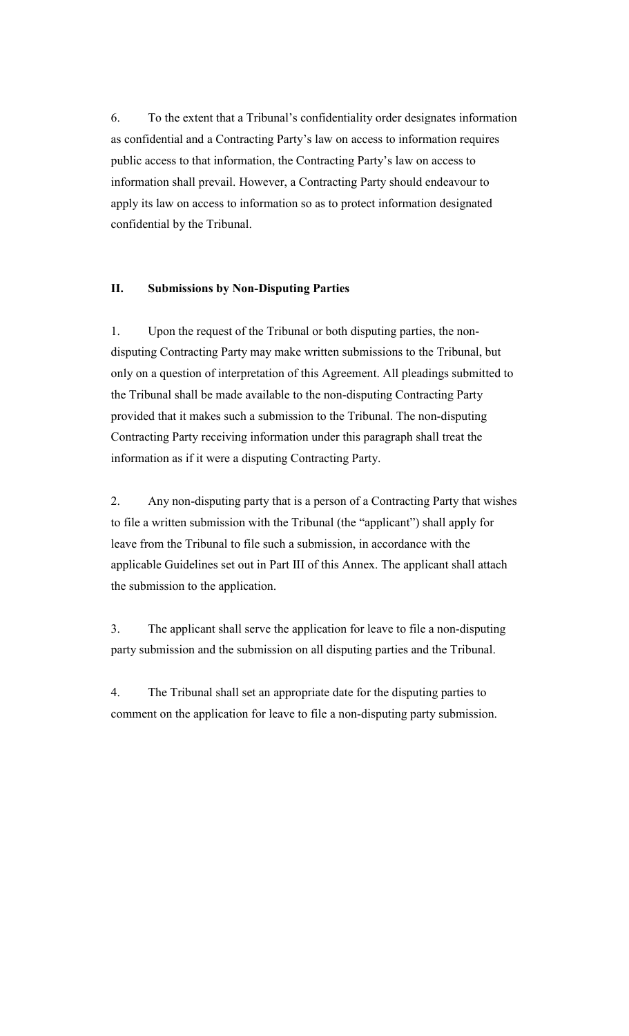6. To the extent that a Tribunal's confidentiality order designates information as confidential and a Contracting Party's law on access to information requires public access to that information, the Contracting Party's law on access to information shall prevail. However, a Contracting Party should endeavour to apply its law on access to information so as to protect information designated confidential by the Tribunal.

## II. Submissions by Non-Disputing Parties

1. Upon the request of the Tribunal or both disputing parties, the non-disputing Contracting Party may make written submissions to the Tribunal, but only on a question of interpretation of this Agreement. All pleadings submitted to the Tribunal shall be made available to the non-disputing Contracting Party provided that it makes such a submission to the Tribunal. The non-disputing Contracting Party receiving information under this paragraph shall treat the information as if it were a disputing Contracting Party.

2. Any non-disputing party that is a person of a Contracting Party that wishes to file a written submission with the Tribunal (the "applicant") shall apply for leave from the Tribunal to file such a submission, in accordance with the applicable Guidelines set out in Part III of this Annex. The applicant shall attach the submission to the application.

3. The applicant shall serve the application for leave to file a non-disputing party submission and the submission on all disputing parties and the Tribunal.

4. The Tribunal shall set an appropriate date for the disputing parties to comment on the application for leave to file a non-disputing party submission.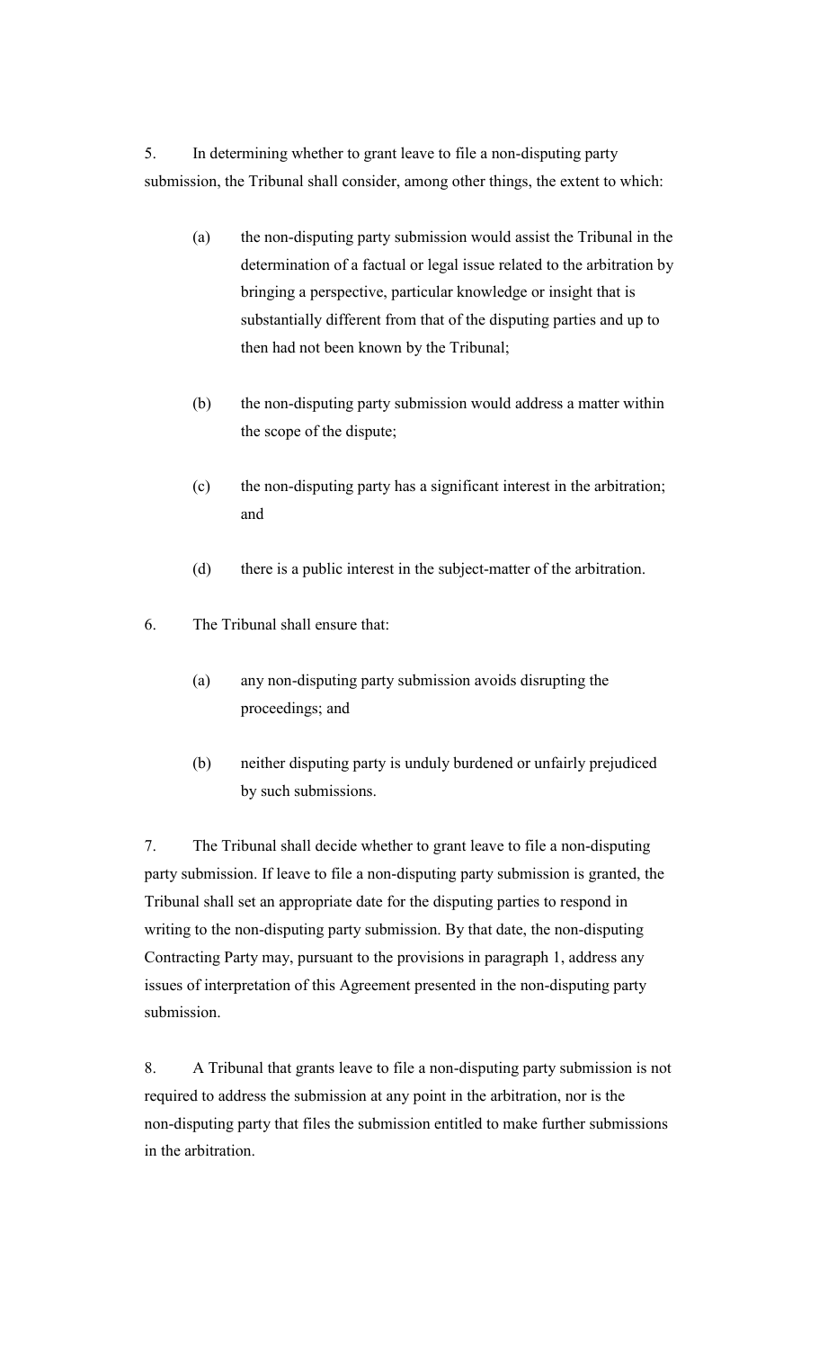5. In determining whether to grant leave to file a non-disputing party submission, the Tribunal shall consider, among other things, the extent to which:

   (a) the non-disputing party submission would assist the Tribunal in the determination of a factual or legal issue related to the arbitration by bringing a perspective, particular knowledge or insight that is substantially different from that of the disputing parties and up to then had not been known by the Tribunal;

   (b) the non-disputing party submission would address a matter within the scope of the dispute;

   (c) the non-disputing party has a significant interest in the arbitration; and

   (d) there is a public interest in the subject-matter of the arbitration.

6. The Tribunal shall ensure that:

   (a) any non-disputing party submission avoids disrupting the proceedings; and

   (b) neither disputing party is unduly burdened or unfairly prejudiced by such submissions.

7. The Tribunal shall decide whether to grant leave to file a non-disputing party submission. If leave to file a non-disputing party submission is granted, the Tribunal shall set an appropriate date for the disputing parties to respond in writing to the non-disputing party submission. By that date, the non-disputing Contracting Party may, pursuant to the provisions in paragraph 1, address any issues of interpretation of this Agreement presented in the non-disputing party submission.

8. A Tribunal that grants leave to file a non-disputing party submission is not required to address the submission at any point in the arbitration, nor is the non-disputing party that files the submission entitled to make further submissions in the arbitration.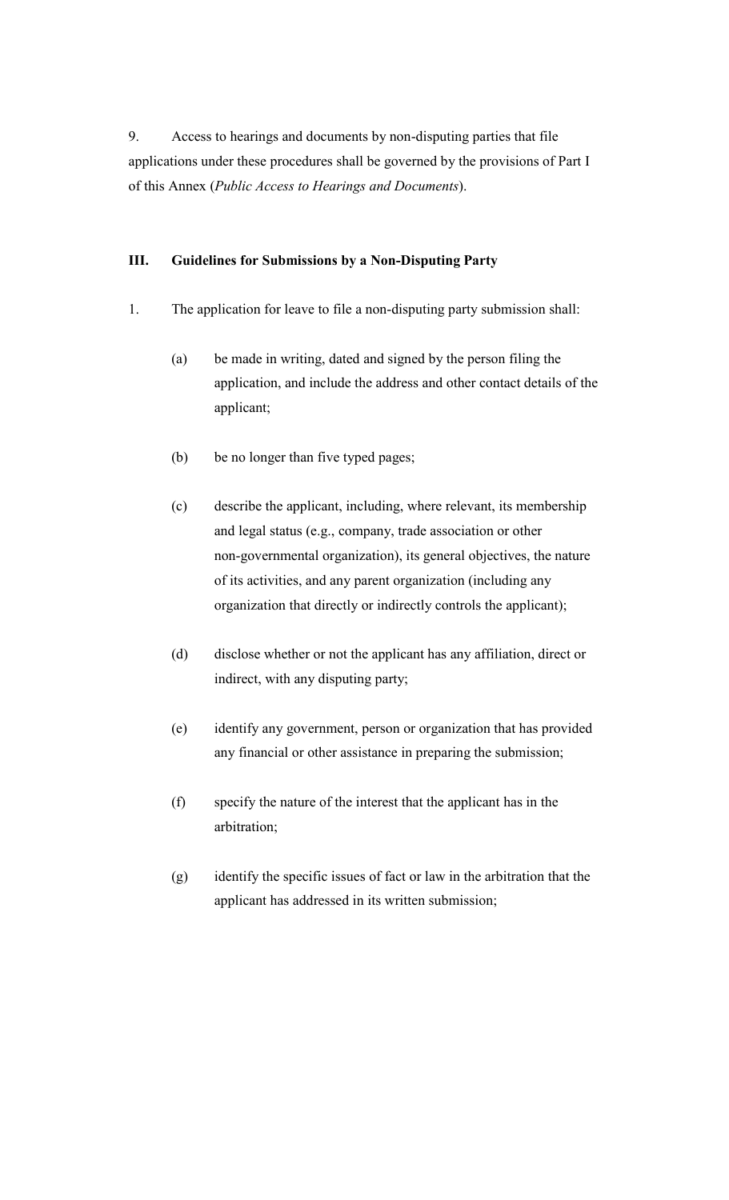9. Access to hearings and documents by non-disputing parties that file applications under these procedures shall be governed by the provisions of Part I of this Annex (*Public Access to Hearings and Documents*).

## III. Guidelines for Submissions by a Non-Disputing Party

1. The application for leave to file a non-disputing party submission shall:

   (a) be made in writing, dated and signed by the person filing the application, and include the address and other contact details of the applicant;

   (b) be no longer than five typed pages;

   (c) describe the applicant, including, where relevant, its membership and legal status (e.g., company, trade association or other non-governmental organization), its general objectives, the nature of its activities, and any parent organization (including any organization that directly or indirectly controls the applicant);

   (d) disclose whether or not the applicant has any affiliation, direct or indirect, with any disputing party;

   (e) identify any government, person or organization that has provided any financial or other assistance in preparing the submission;

   (f) specify the nature of the interest that the applicant has in the arbitration;

   (g) identify the specific issues of fact or law in the arbitration that the applicant has addressed in its written submission;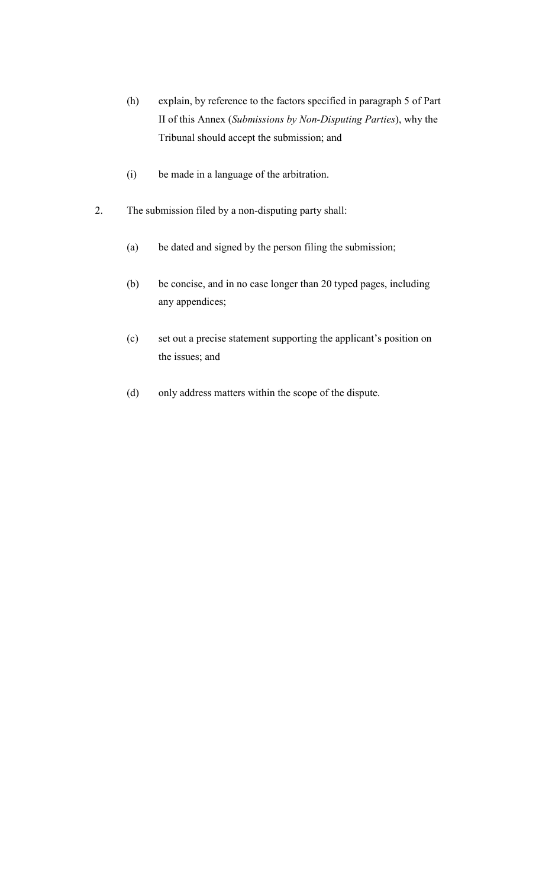(h) explain, by reference to the factors specified in paragraph 5 of Part II of this Annex (*Submissions by Non-Disputing Parties*), why the Tribunal should accept the submission; and

(i) be made in a language of the arbitration.

2. The submission filed by a non-disputing party shall:

(a) be dated and signed by the person filing the submission;

(b) be concise, and in no case longer than 20 typed pages, including any appendices;

(c) set out a precise statement supporting the applicant's position on the issues; and

(d) only address matters within the scope of the dispute.